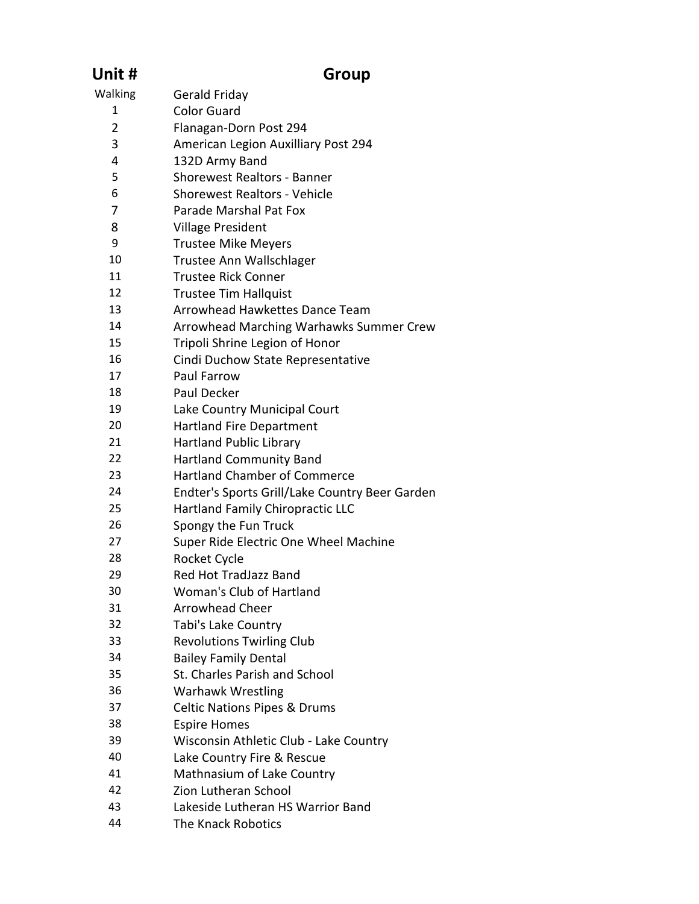| Unit # | Group |
| --- | --- |
| Walking | Gerald Friday |
| 1 | Color Guard |
| 2 | Flanagan-Dorn Post 294 |
| 3 | American Legion Auxilliary Post 294 |
| 4 | 132D Army Band |
| 5 | Shorewest Realtors - Banner |
| 6 | Shorewest Realtors - Vehicle |
| 7 | Parade Marshal Pat Fox |
| 8 | Village President |
| 9 | Trustee Mike Meyers |
| 10 | Trustee Ann Wallschlager |
| 11 | Trustee Rick Conner |
| 12 | Trustee Tim Hallquist |
| 13 | Arrowhead Hawkettes Dance Team |
| 14 | Arrowhead Marching Warhawks Summer Crew |
| 15 | Tripoli Shrine Legion of Honor |
| 16 | Cindi Duchow State Representative |
| 17 | Paul Farrow |
| 18 | Paul Decker |
| 19 | Lake Country Municipal Court |
| 20 | Hartland Fire Department |
| 21 | Hartland Public Library |
| 22 | Hartland Community Band |
| 23 | Hartland Chamber of Commerce |
| 24 | Endter's Sports Grill/Lake Country Beer Garden |
| 25 | Hartland Family Chiropractic LLC |
| 26 | Spongy the Fun Truck |
| 27 | Super Ride Electric One Wheel Machine |
| 28 | Rocket Cycle |
| 29 | Red Hot TradJazz Band |
| 30 | Woman's Club of Hartland |
| 31 | Arrowhead Cheer |
| 32 | Tabi's Lake Country |
| 33 | Revolutions Twirling Club |
| 34 | Bailey Family Dental |
| 35 | St. Charles Parish and School |
| 36 | Warhawk Wrestling |
| 37 | Celtic Nations Pipes & Drums |
| 38 | Espire Homes |
| 39 | Wisconsin Athletic Club - Lake Country |
| 40 | Lake Country Fire & Rescue |
| 41 | Mathnasium of Lake Country |
| 42 | Zion Lutheran School |
| 43 | Lakeside Lutheran HS Warrior Band |
| 44 | The Knack Robotics |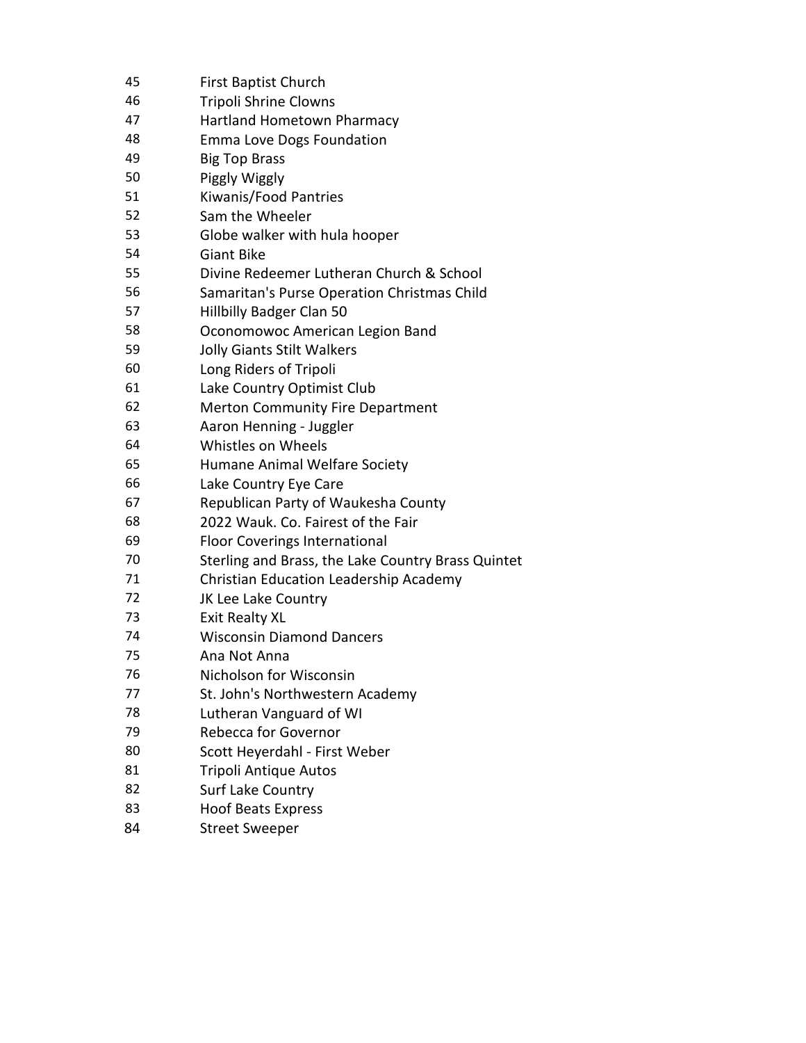| | |
|---|---|
| 45 | First Baptist Church |
| 46 | Tripoli Shrine Clowns |
| 47 | Hartland Hometown Pharmacy |
| 48 | Emma Love Dogs Foundation |
| 49 | Big Top Brass |
| 50 | Piggly Wiggly |
| 51 | Kiwanis/Food Pantries |
| 52 | Sam the Wheeler |
| 53 | Globe walker with hula hooper |
| 54 | Giant Bike |
| 55 | Divine Redeemer Lutheran Church & School |
| 56 | Samaritan's Purse Operation Christmas Child |
| 57 | Hillbilly Badger Clan 50 |
| 58 | Oconomowoc American Legion Band |
| 59 | Jolly Giants Stilt Walkers |
| 60 | Long Riders of Tripoli |
| 61 | Lake Country Optimist Club |
| 62 | Merton Community Fire Department |
| 63 | Aaron Henning - Juggler |
| 64 | Whistles on Wheels |
| 65 | Humane Animal Welfare Society |
| 66 | Lake Country Eye Care |
| 67 | Republican Party of Waukesha County |
| 68 | 2022 Wauk. Co. Fairest of the Fair |
| 69 | Floor Coverings International |
| 70 | Sterling and Brass, the Lake Country Brass Quintet |
| 71 | Christian Education Leadership Academy |
| 72 | JK Lee Lake Country |
| 73 | Exit Realty XL |
| 74 | Wisconsin Diamond Dancers |
| 75 | Ana Not Anna |
| 76 | Nicholson for Wisconsin |
| 77 | St. John's Northwestern Academy |
| 78 | Lutheran Vanguard of WI |
| 79 | Rebecca for Governor |
| 80 | Scott Heyerdahl - First Weber |
| 81 | Tripoli Antique Autos |
| 82 | Surf Lake Country |
| 83 | Hoof Beats Express |
| 84 | Street Sweeper |